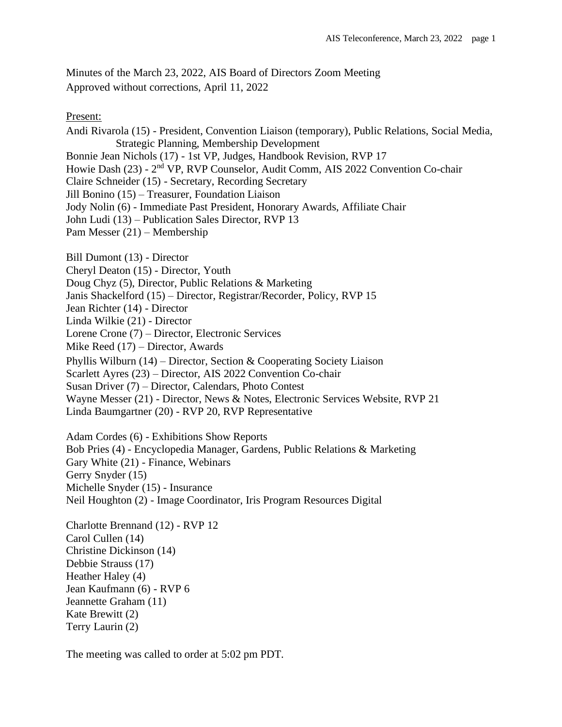Minutes of the March 23, 2022, AIS Board of Directors Zoom Meeting
Approved without corrections, April 11, 2022

Present:

Andi Rivarola (15) - President, Convention Liaison (temporary), Public Relations, Social Media, Strategic Planning, Membership Development
Bonnie Jean Nichols (17) - 1st VP, Judges, Handbook Revision, RVP 17
Howie Dash (23) - 2nd VP, RVP Counselor, Audit Comm, AIS 2022 Convention Co-chair
Claire Schneider (15) - Secretary, Recording Secretary
Jill Bonino (15) – Treasurer, Foundation Liaison
Jody Nolin (6) - Immediate Past President, Honorary Awards, Affiliate Chair
John Ludi (13) – Publication Sales Director, RVP 13
Pam Messer (21) – Membership

Bill Dumont (13) - Director
Cheryl Deaton (15) - Director, Youth
Doug Chyz (5), Director, Public Relations & Marketing
Janis Shackelford (15) – Director, Registrar/Recorder, Policy, RVP 15
Jean Richter (14) - Director
Linda Wilkie (21) - Director
Lorene Crone (7) – Director, Electronic Services
Mike Reed (17) – Director, Awards
Phyllis Wilburn (14) – Director, Section & Cooperating Society Liaison
Scarlett Ayres (23) – Director, AIS 2022 Convention Co-chair
Susan Driver (7) – Director, Calendars, Photo Contest
Wayne Messer (21) - Director, News & Notes, Electronic Services Website, RVP 21
Linda Baumgartner (20) - RVP 20, RVP Representative

Adam Cordes (6) - Exhibitions Show Reports
Bob Pries (4) - Encyclopedia Manager, Gardens, Public Relations & Marketing
Gary White (21) - Finance, Webinars
Gerry Snyder (15)
Michelle Snyder (15) - Insurance
Neil Houghton (2) - Image Coordinator, Iris Program Resources Digital

Charlotte Brennand (12) - RVP 12
Carol Cullen (14)
Christine Dickinson (14)
Debbie Strauss (17)
Heather Haley (4)
Jean Kaufmann (6) - RVP 6
Jeannette Graham (11)
Kate Brewitt (2)
Terry Laurin (2)

The meeting was called to order at 5:02 pm PDT.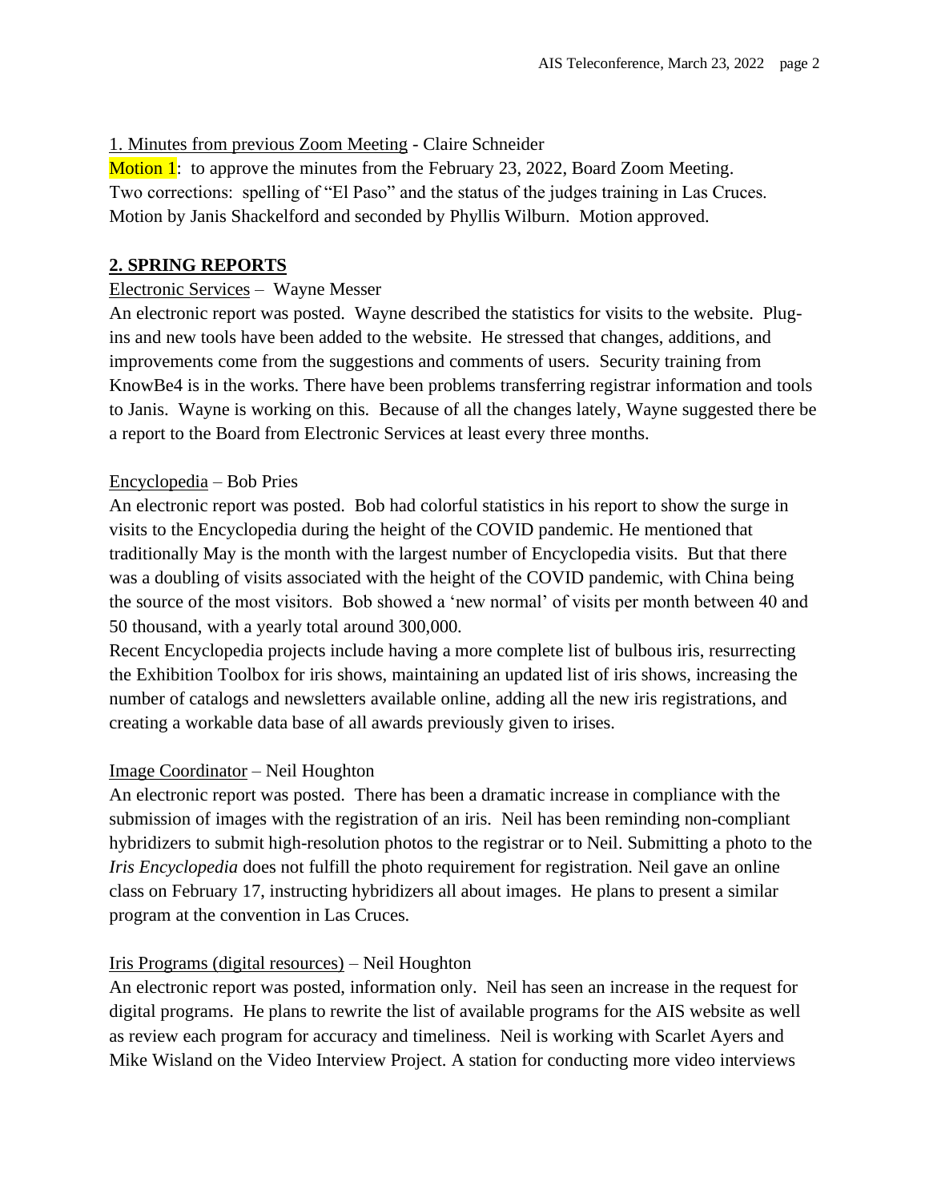1. Minutes from previous Zoom Meeting - Claire Schneider

Motion 1: to approve the minutes from the February 23, 2022, Board Zoom Meeting. Two corrections: spelling of "El Paso" and the status of the judges training in Las Cruces. Motion by Janis Shackelford and seconded by Phyllis Wilburn. Motion approved.

## 2. SPRING REPORTS

Electronic Services – Wayne Messer

An electronic report was posted. Wayne described the statistics for visits to the website. Plug-ins and new tools have been added to the website. He stressed that changes, additions, and improvements come from the suggestions and comments of users. Security training from KnowBe4 is in the works. There have been problems transferring registrar information and tools to Janis. Wayne is working on this. Because of all the changes lately, Wayne suggested there be a report to the Board from Electronic Services at least every three months.

Encyclopedia – Bob Pries

An electronic report was posted. Bob had colorful statistics in his report to show the surge in visits to the Encyclopedia during the height of the COVID pandemic. He mentioned that traditionally May is the month with the largest number of Encyclopedia visits. But that there was a doubling of visits associated with the height of the COVID pandemic, with China being the source of the most visitors. Bob showed a 'new normal' of visits per month between 40 and 50 thousand, with a yearly total around 300,000.

Recent Encyclopedia projects include having a more complete list of bulbous iris, resurrecting the Exhibition Toolbox for iris shows, maintaining an updated list of iris shows, increasing the number of catalogs and newsletters available online, adding all the new iris registrations, and creating a workable data base of all awards previously given to irises.

Image Coordinator – Neil Houghton

An electronic report was posted. There has been a dramatic increase in compliance with the submission of images with the registration of an iris. Neil has been reminding non-compliant hybridizers to submit high-resolution photos to the registrar or to Neil. Submitting a photo to the *Iris Encyclopedia* does not fulfill the photo requirement for registration. Neil gave an online class on February 17, instructing hybridizers all about images. He plans to present a similar program at the convention in Las Cruces.

Iris Programs (digital resources) – Neil Houghton

An electronic report was posted, information only. Neil has seen an increase in the request for digital programs. He plans to rewrite the list of available programs for the AIS website as well as review each program for accuracy and timeliness. Neil is working with Scarlet Ayers and Mike Wisland on the Video Interview Project. A station for conducting more video interviews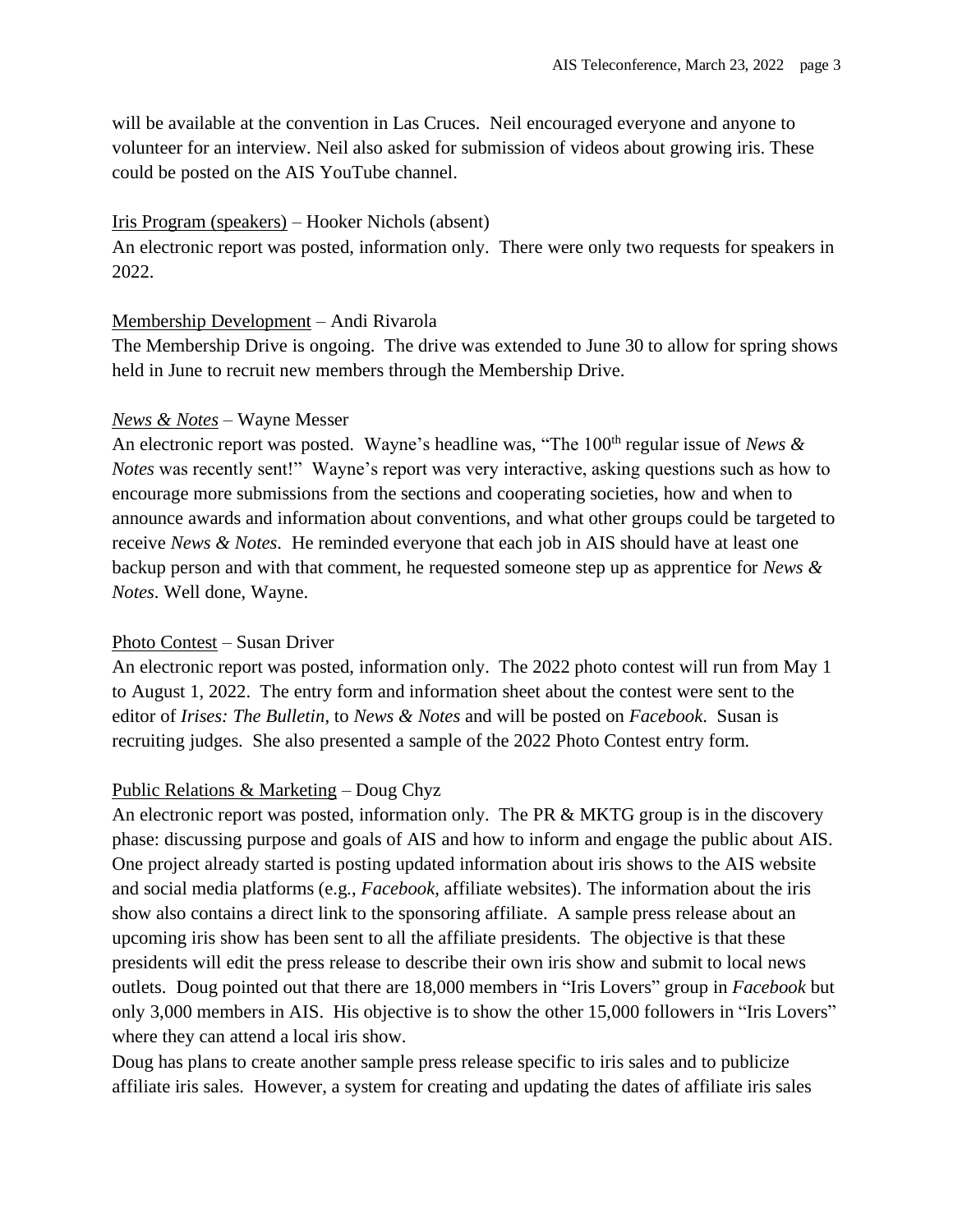will be available at the convention in Las Cruces. Neil encouraged everyone and anyone to volunteer for an interview. Neil also asked for submission of videos about growing iris. These could be posted on the AIS YouTube channel.

<u>Iris Program (speakers)</u> – Hooker Nichols (absent)
An electronic report was posted, information only. There were only two requests for speakers in 2022.

<u>Membership Development</u> – Andi Rivarola
The Membership Drive is ongoing. The drive was extended to June 30 to allow for spring shows held in June to recruit new members through the Membership Drive.

<u>*News & Notes*</u> – Wayne Messer
An electronic report was posted. Wayne's headline was, "The 100th regular issue of *News & Notes* was recently sent!" Wayne's report was very interactive, asking questions such as how to encourage more submissions from the sections and cooperating societies, how and when to announce awards and information about conventions, and what other groups could be targeted to receive *News & Notes*. He reminded everyone that each job in AIS should have at least one backup person and with that comment, he requested someone step up as apprentice for *News & Notes*. Well done, Wayne.

<u>Photo Contest</u> – Susan Driver
An electronic report was posted, information only. The 2022 photo contest will run from May 1 to August 1, 2022. The entry form and information sheet about the contest were sent to the editor of *Irises: The Bulletin*, to *News & Notes* and will be posted on *Facebook*. Susan is recruiting judges. She also presented a sample of the 2022 Photo Contest entry form.

<u>Public Relations & Marketing</u> – Doug Chyz
An electronic report was posted, information only. The PR & MKTG group is in the discovery phase: discussing purpose and goals of AIS and how to inform and engage the public about AIS. One project already started is posting updated information about iris shows to the AIS website and social media platforms (e.g., *Facebook*, affiliate websites). The information about the iris show also contains a direct link to the sponsoring affiliate. A sample press release about an upcoming iris show has been sent to all the affiliate presidents. The objective is that these presidents will edit the press release to describe their own iris show and submit to local news outlets. Doug pointed out that there are 18,000 members in "Iris Lovers" group in *Facebook* but only 3,000 members in AIS. His objective is to show the other 15,000 followers in "Iris Lovers" where they can attend a local iris show.
Doug has plans to create another sample press release specific to iris sales and to publicize affiliate iris sales. However, a system for creating and updating the dates of affiliate iris sales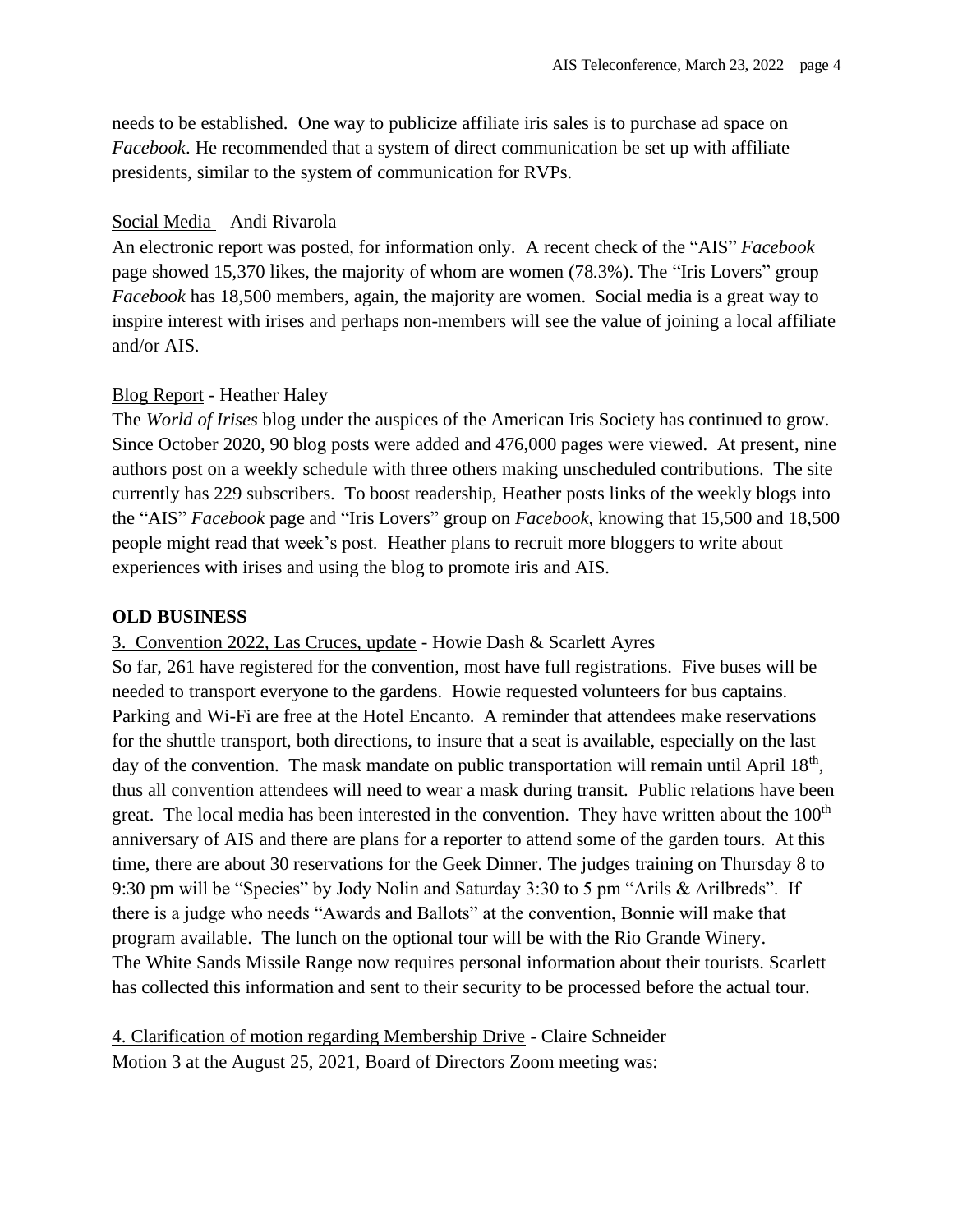needs to be established. One way to publicize affiliate iris sales is to purchase ad space on *Facebook*. He recommended that a system of direct communication be set up with affiliate presidents, similar to the system of communication for RVPs.

<u>Social Media</u> – Andi Rivarola

An electronic report was posted, for information only. A recent check of the "AIS" *Facebook* page showed 15,370 likes, the majority of whom are women (78.3%). The "Iris Lovers" group *Facebook* has 18,500 members, again, the majority are women. Social media is a great way to inspire interest with irises and perhaps non-members will see the value of joining a local affiliate and/or AIS.

<u>Blog Report</u> - Heather Haley

The *World of Irises* blog under the auspices of the American Iris Society has continued to grow. Since October 2020, 90 blog posts were added and 476,000 pages were viewed. At present, nine authors post on a weekly schedule with three others making unscheduled contributions. The site currently has 229 subscribers. To boost readership, Heather posts links of the weekly blogs into the "AIS" *Facebook* page and "Iris Lovers" group on *Facebook*, knowing that 15,500 and 18,500 people might read that week's post. Heather plans to recruit more bloggers to write about experiences with irises and using the blog to promote iris and AIS.

**OLD BUSINESS**

<u>3. Convention 2022, Las Cruces, update</u> - Howie Dash & Scarlett Ayres

So far, 261 have registered for the convention, most have full registrations. Five buses will be needed to transport everyone to the gardens. Howie requested volunteers for bus captains. Parking and Wi-Fi are free at the Hotel Encanto. A reminder that attendees make reservations for the shuttle transport, both directions, to insure that a seat is available, especially on the last day of the convention. The mask mandate on public transportation will remain until April 18th, thus all convention attendees will need to wear a mask during transit. Public relations have been great. The local media has been interested in the convention. They have written about the 100th anniversary of AIS and there are plans for a reporter to attend some of the garden tours. At this time, there are about 30 reservations for the Geek Dinner. The judges training on Thursday 8 to 9:30 pm will be "Species" by Jody Nolin and Saturday 3:30 to 5 pm "Arils & Arilbreds". If there is a judge who needs "Awards and Ballots" at the convention, Bonnie will make that program available. The lunch on the optional tour will be with the Rio Grande Winery. The White Sands Missile Range now requires personal information about their tourists. Scarlett has collected this information and sent to their security to be processed before the actual tour.

<u>4. Clarification of motion regarding Membership Drive</u> - Claire Schneider

Motion 3 at the August 25, 2021, Board of Directors Zoom meeting was: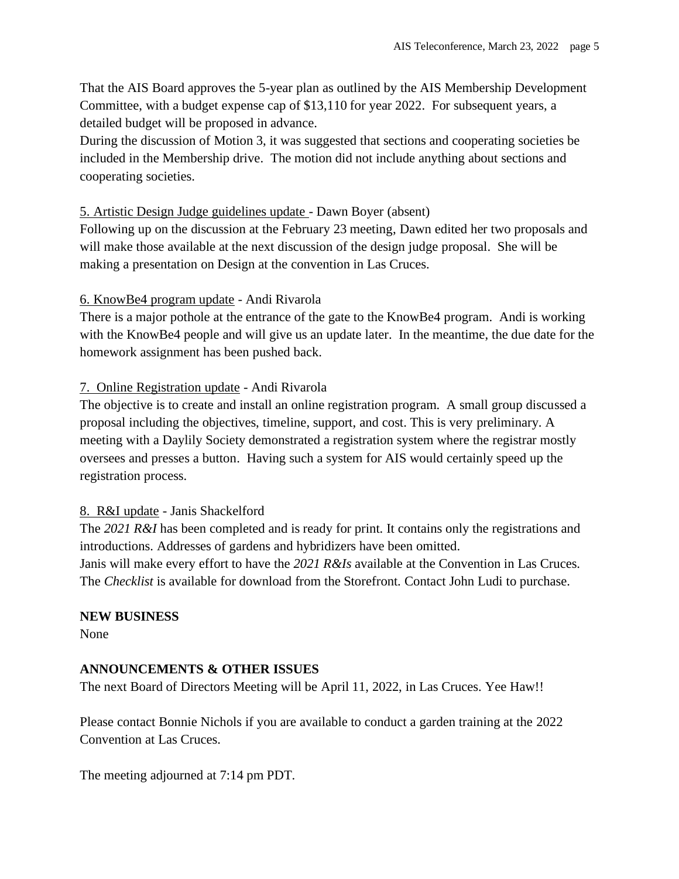That the AIS Board approves the 5-year plan as outlined by the AIS Membership Development Committee, with a budget expense cap of $13,110 for year 2022. For subsequent years, a detailed budget will be proposed in advance.

During the discussion of Motion 3, it was suggested that sections and cooperating societies be included in the Membership drive. The motion did not include anything about sections and cooperating societies.

5. Artistic Design Judge guidelines update - Dawn Boyer (absent)

Following up on the discussion at the February 23 meeting, Dawn edited her two proposals and will make those available at the next discussion of the design judge proposal. She will be making a presentation on Design at the convention in Las Cruces.

6. KnowBe4 program update - Andi Rivarola

There is a major pothole at the entrance of the gate to the KnowBe4 program. Andi is working with the KnowBe4 people and will give us an update later. In the meantime, the due date for the homework assignment has been pushed back.

7. Online Registration update - Andi Rivarola

The objective is to create and install an online registration program. A small group discussed a proposal including the objectives, timeline, support, and cost. This is very preliminary. A meeting with a Daylily Society demonstrated a registration system where the registrar mostly oversees and presses a button. Having such a system for AIS would certainly speed up the registration process.

8. R&I update - Janis Shackelford

The *2021 R&I* has been completed and is ready for print. It contains only the registrations and introductions. Addresses of gardens and hybridizers have been omitted.

Janis will make every effort to have the *2021 R&Is* available at the Convention in Las Cruces.

The *Checklist* is available for download from the Storefront. Contact John Ludi to purchase.

**NEW BUSINESS**

None

**ANNOUNCEMENTS & OTHER ISSUES**

The next Board of Directors Meeting will be April 11, 2022, in Las Cruces. Yee Haw!!

Please contact Bonnie Nichols if you are available to conduct a garden training at the 2022 Convention at Las Cruces.

The meeting adjourned at 7:14 pm PDT.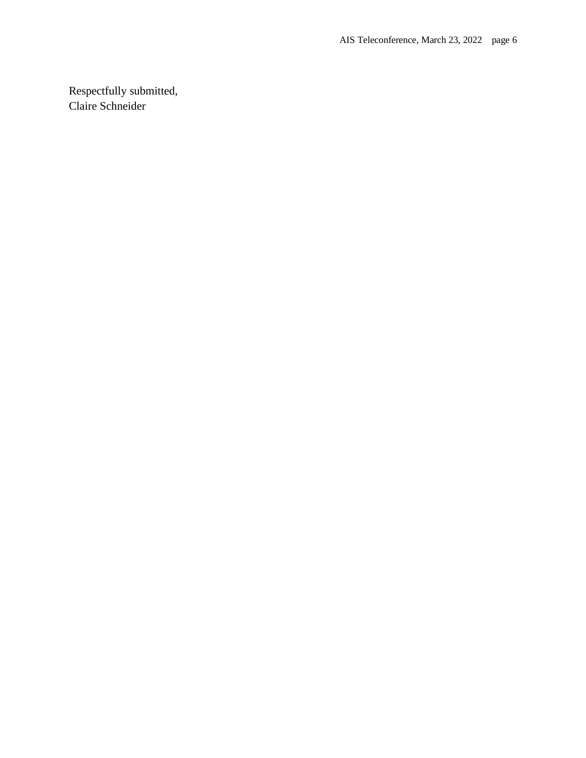Respectfully submitted,
Claire Schneider